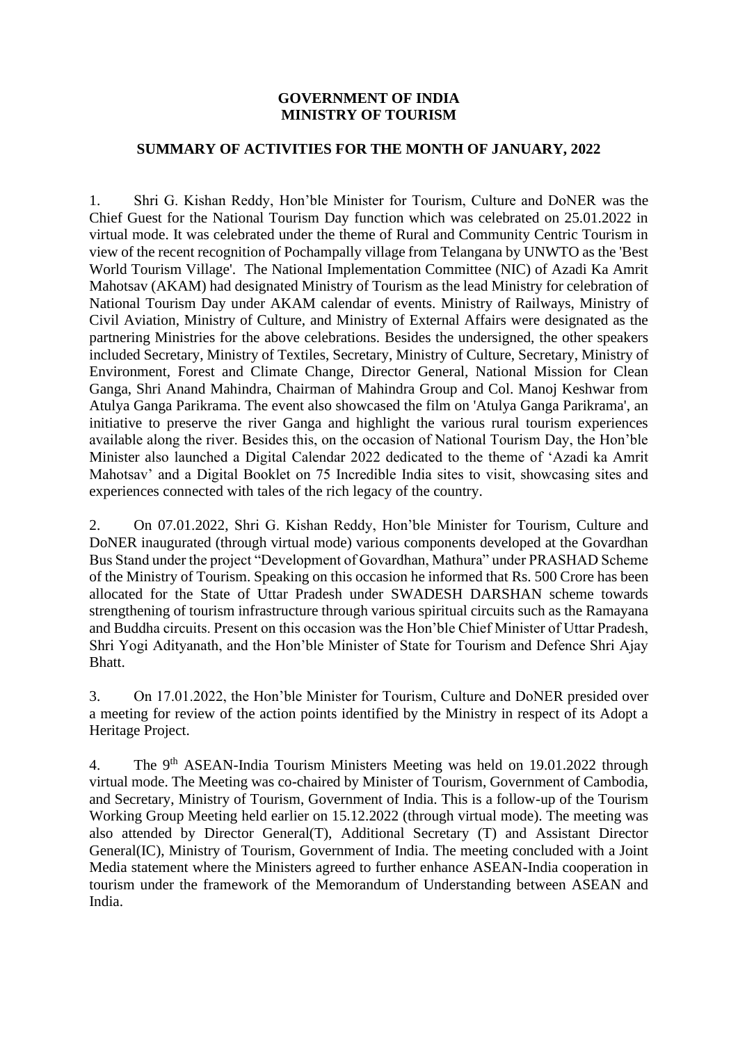**GOVERNMENT OF INDIA**
**MINISTRY OF TOURISM**

**SUMMARY OF ACTIVITIES FOR THE MONTH OF JANUARY, 2022**

1. Shri G. Kishan Reddy, Hon'ble Minister for Tourism, Culture and DoNER was the Chief Guest for the National Tourism Day function which was celebrated on 25.01.2022 in virtual mode. It was celebrated under the theme of Rural and Community Centric Tourism in view of the recent recognition of Pochampally village from Telangana by UNWTO as the 'Best World Tourism Village'. The National Implementation Committee (NIC) of Azadi Ka Amrit Mahotsav (AKAM) had designated Ministry of Tourism as the lead Ministry for celebration of National Tourism Day under AKAM calendar of events. Ministry of Railways, Ministry of Civil Aviation, Ministry of Culture, and Ministry of External Affairs were designated as the partnering Ministries for the above celebrations. Besides the undersigned, the other speakers included Secretary, Ministry of Textiles, Secretary, Ministry of Culture, Secretary, Ministry of Environment, Forest and Climate Change, Director General, National Mission for Clean Ganga, Shri Anand Mahindra, Chairman of Mahindra Group and Col. Manoj Keshwar from Atulya Ganga Parikrama. The event also showcased the film on 'Atulya Ganga Parikrama', an initiative to preserve the river Ganga and highlight the various rural tourism experiences available along the river. Besides this, on the occasion of National Tourism Day, the Hon'ble Minister also launched a Digital Calendar 2022 dedicated to the theme of 'Azadi ka Amrit Mahotsav' and a Digital Booklet on 75 Incredible India sites to visit, showcasing sites and experiences connected with tales of the rich legacy of the country.

2. On 07.01.2022, Shri G. Kishan Reddy, Hon'ble Minister for Tourism, Culture and DoNER inaugurated (through virtual mode) various components developed at the Govardhan Bus Stand under the project "Development of Govardhan, Mathura" under PRASHAD Scheme of the Ministry of Tourism. Speaking on this occasion he informed that Rs. 500 Crore has been allocated for the State of Uttar Pradesh under SWADESH DARSHAN scheme towards strengthening of tourism infrastructure through various spiritual circuits such as the Ramayana and Buddha circuits. Present on this occasion was the Hon'ble Chief Minister of Uttar Pradesh, Shri Yogi Adityanath, and the Hon'ble Minister of State for Tourism and Defence Shri Ajay Bhatt.

3. On 17.01.2022, the Hon'ble Minister for Tourism, Culture and DoNER presided over a meeting for review of the action points identified by the Ministry in respect of its Adopt a Heritage Project.

4. The 9th ASEAN-India Tourism Ministers Meeting was held on 19.01.2022 through virtual mode. The Meeting was co-chaired by Minister of Tourism, Government of Cambodia, and Secretary, Ministry of Tourism, Government of India. This is a follow-up of the Tourism Working Group Meeting held earlier on 15.12.2022 (through virtual mode). The meeting was also attended by Director General(T), Additional Secretary (T) and Assistant Director General(IC), Ministry of Tourism, Government of India. The meeting concluded with a Joint Media statement where the Ministers agreed to further enhance ASEAN-India cooperation in tourism under the framework of the Memorandum of Understanding between ASEAN and India.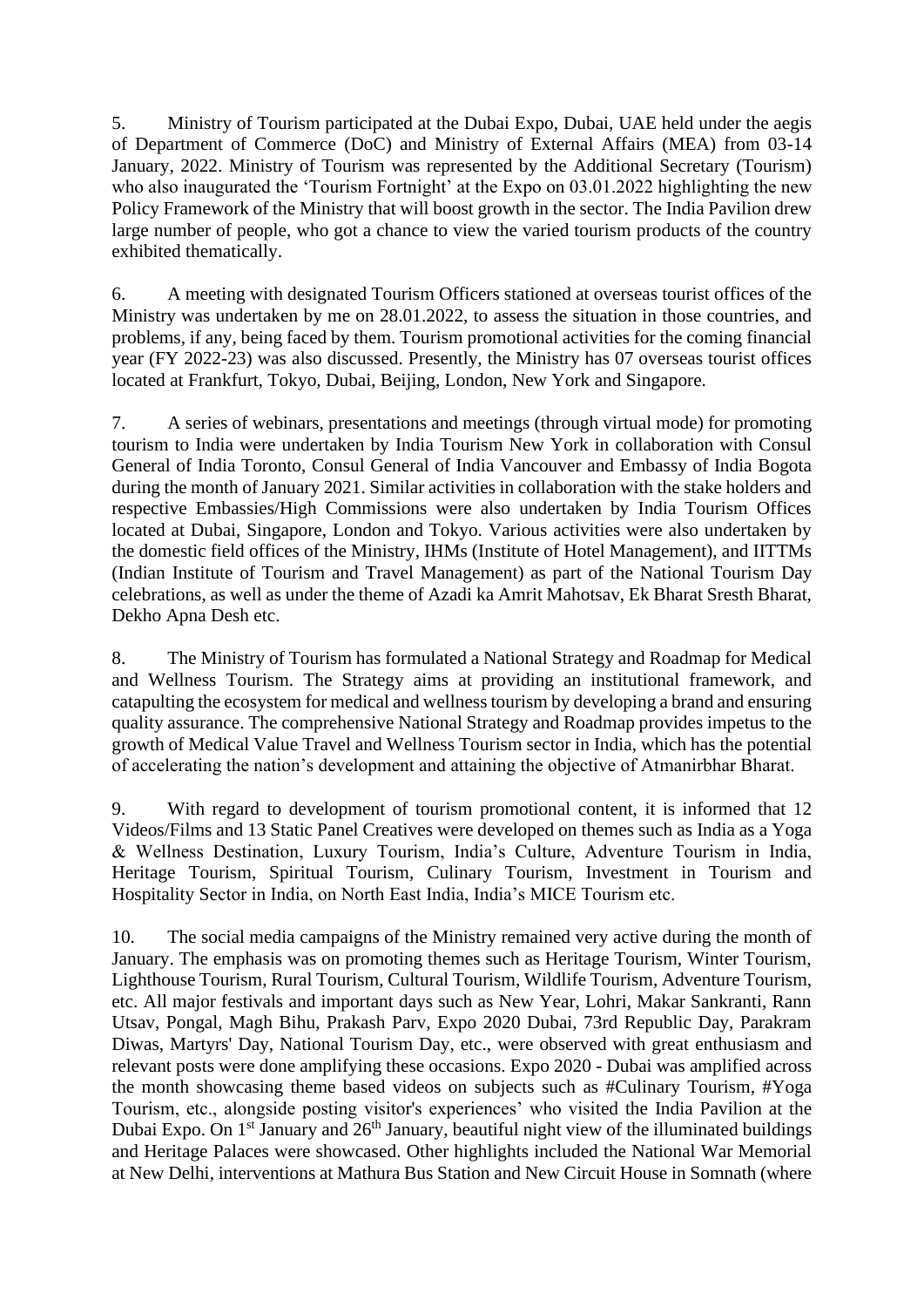5. Ministry of Tourism participated at the Dubai Expo, Dubai, UAE held under the aegis of Department of Commerce (DoC) and Ministry of External Affairs (MEA) from 03-14 January, 2022. Ministry of Tourism was represented by the Additional Secretary (Tourism) who also inaugurated the 'Tourism Fortnight' at the Expo on 03.01.2022 highlighting the new Policy Framework of the Ministry that will boost growth in the sector. The India Pavilion drew large number of people, who got a chance to view the varied tourism products of the country exhibited thematically.

6. A meeting with designated Tourism Officers stationed at overseas tourist offices of the Ministry was undertaken by me on 28.01.2022, to assess the situation in those countries, and problems, if any, being faced by them. Tourism promotional activities for the coming financial year (FY 2022-23) was also discussed. Presently, the Ministry has 07 overseas tourist offices located at Frankfurt, Tokyo, Dubai, Beijing, London, New York and Singapore.

7. A series of webinars, presentations and meetings (through virtual mode) for promoting tourism to India were undertaken by India Tourism New York in collaboration with Consul General of India Toronto, Consul General of India Vancouver and Embassy of India Bogota during the month of January 2021. Similar activities in collaboration with the stake holders and respective Embassies/High Commissions were also undertaken by India Tourism Offices located at Dubai, Singapore, London and Tokyo. Various activities were also undertaken by the domestic field offices of the Ministry, IHMs (Institute of Hotel Management), and IITTMs (Indian Institute of Tourism and Travel Management) as part of the National Tourism Day celebrations, as well as under the theme of Azadi ka Amrit Mahotsav, Ek Bharat Sresth Bharat, Dekho Apna Desh etc.

8. The Ministry of Tourism has formulated a National Strategy and Roadmap for Medical and Wellness Tourism. The Strategy aims at providing an institutional framework, and catapulting the ecosystem for medical and wellness tourism by developing a brand and ensuring quality assurance. The comprehensive National Strategy and Roadmap provides impetus to the growth of Medical Value Travel and Wellness Tourism sector in India, which has the potential of accelerating the nation's development and attaining the objective of Atmanirbhar Bharat.

9. With regard to development of tourism promotional content, it is informed that 12 Videos/Films and 13 Static Panel Creatives were developed on themes such as India as a Yoga & Wellness Destination, Luxury Tourism, India's Culture, Adventure Tourism in India, Heritage Tourism, Spiritual Tourism, Culinary Tourism, Investment in Tourism and Hospitality Sector in India, on North East India, India's MICE Tourism etc.

10. The social media campaigns of the Ministry remained very active during the month of January. The emphasis was on promoting themes such as Heritage Tourism, Winter Tourism, Lighthouse Tourism, Rural Tourism, Cultural Tourism, Wildlife Tourism, Adventure Tourism, etc. All major festivals and important days such as New Year, Lohri, Makar Sankranti, Rann Utsav, Pongal, Magh Bihu, Prakash Parv, Expo 2020 Dubai, 73rd Republic Day, Parakram Diwas, Martyrs' Day, National Tourism Day, etc., were observed with great enthusiasm and relevant posts were done amplifying these occasions. Expo 2020 - Dubai was amplified across the month showcasing theme based videos on subjects such as #Culinary Tourism, #Yoga Tourism, etc., alongside posting visitor's experiences' who visited the India Pavilion at the Dubai Expo. On 1st January and 26th January, beautiful night view of the illuminated buildings and Heritage Palaces were showcased. Other highlights included the National War Memorial at New Delhi, interventions at Mathura Bus Station and New Circuit House in Somnath (where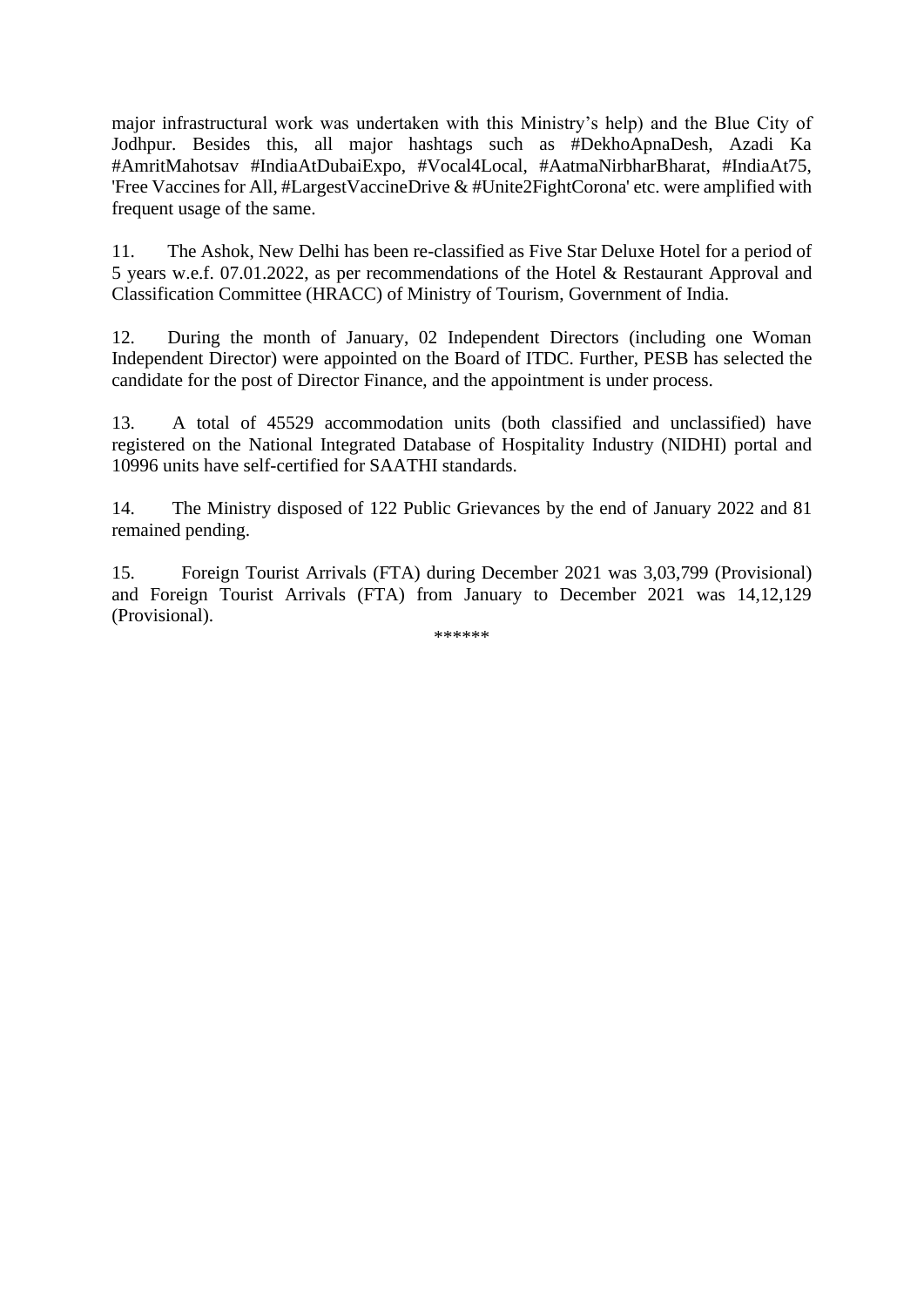major infrastructural work was undertaken with this Ministry's help) and the Blue City of Jodhpur. Besides this, all major hashtags such as #DekhoApnaDesh, Azadi Ka #AmritMahotsav #IndiaAtDubaiExpo, #Vocal4Local, #AatmaNirbharBharat, #IndiaAt75, 'Free Vaccines for All, #LargestVaccineDrive & #Unite2FightCorona' etc. were amplified with frequent usage of the same.

11. The Ashok, New Delhi has been re-classified as Five Star Deluxe Hotel for a period of 5 years w.e.f. 07.01.2022, as per recommendations of the Hotel & Restaurant Approval and Classification Committee (HRACC) of Ministry of Tourism, Government of India.

12. During the month of January, 02 Independent Directors (including one Woman Independent Director) were appointed on the Board of ITDC. Further, PESB has selected the candidate for the post of Director Finance, and the appointment is under process.

13. A total of 45529 accommodation units (both classified and unclassified) have registered on the National Integrated Database of Hospitality Industry (NIDHI) portal and 10996 units have self-certified for SAATHI standards.

14. The Ministry disposed of 122 Public Grievances by the end of January 2022 and 81 remained pending.

15. Foreign Tourist Arrivals (FTA) during December 2021 was 3,03,799 (Provisional) and Foreign Tourist Arrivals (FTA) from January to December 2021 was 14,12,129 (Provisional).

******